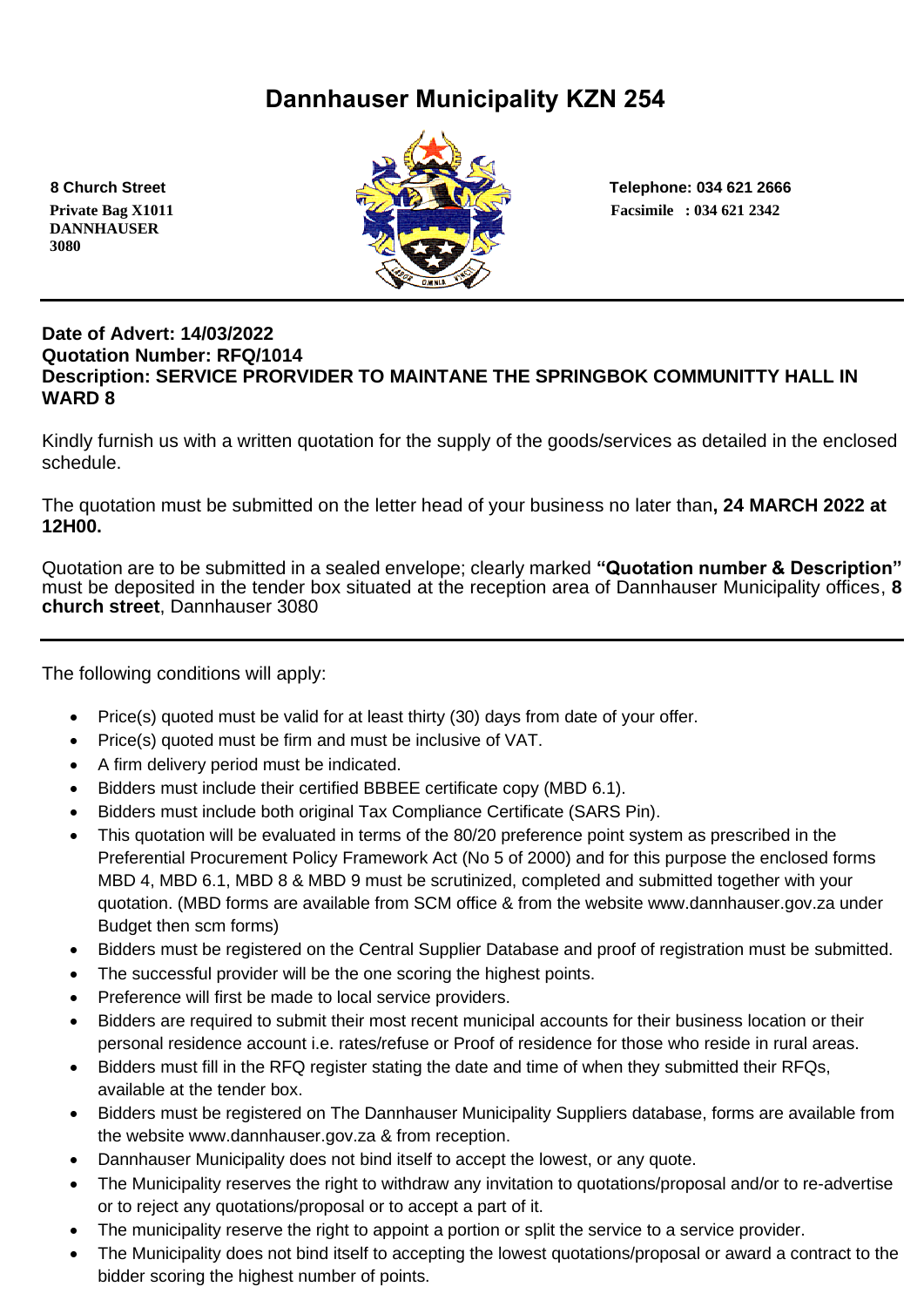# Dannhauser Municipality KZN 254

**8 Church Street**
**Private Bag X1011**
**DANNHAUSER**
**3080**

**Telephone: 034 621 2666**
**Facsimile : 034 621 2342**

---

**Date of Advert: 14/03/2022**
**Quotation Number: RFQ/1014**
**Description: SERVICE PRORVIDER TO MAINTANE THE SPRINGBOK COMMUNITTY HALL IN WARD 8**

Kindly furnish us with a written quotation for the supply of the goods/services as detailed in the enclosed schedule.

The quotation must be submitted on the letter head of your business no later than**, 24 MARCH 2022 at 12H00.**

Quotation are to be submitted in a sealed envelope; clearly marked **"Quotation number & Description"** must be deposited in the tender box situated at the reception area of Dannhauser Municipality offices, **8 church street**, Dannhauser 3080

---

The following conditions will apply:

- Price(s) quoted must be valid for at least thirty (30) days from date of your offer.
- Price(s) quoted must be firm and must be inclusive of VAT.
- A firm delivery period must be indicated.
- Bidders must include their certified BBBEE certificate copy (MBD 6.1).
- Bidders must include both original Tax Compliance Certificate (SARS Pin).
- This quotation will be evaluated in terms of the 80/20 preference point system as prescribed in the Preferential Procurement Policy Framework Act (No 5 of 2000) and for this purpose the enclosed forms MBD 4, MBD 6.1, MBD 8 & MBD 9 must be scrutinized, completed and submitted together with your quotation. (MBD forms are available from SCM office & from the website www.dannhauser.gov.za under Budget then scm forms)
- Bidders must be registered on the Central Supplier Database and proof of registration must be submitted.
- The successful provider will be the one scoring the highest points.
- Preference will first be made to local service providers.
- Bidders are required to submit their most recent municipal accounts for their business location or their personal residence account i.e. rates/refuse or Proof of residence for those who reside in rural areas.
- Bidders must fill in the RFQ register stating the date and time of when they submitted their RFQs, available at the tender box.
- Bidders must be registered on The Dannhauser Municipality Suppliers database, forms are available from the website www.dannhauser.gov.za & from reception.
- Dannhauser Municipality does not bind itself to accept the lowest, or any quote.
- The Municipality reserves the right to withdraw any invitation to quotations/proposal and/or to re-advertise or to reject any quotations/proposal or to accept a part of it.
- The municipality reserve the right to appoint a portion or split the service to a service provider.
- The Municipality does not bind itself to accepting the lowest quotations/proposal or award a contract to the bidder scoring the highest number of points.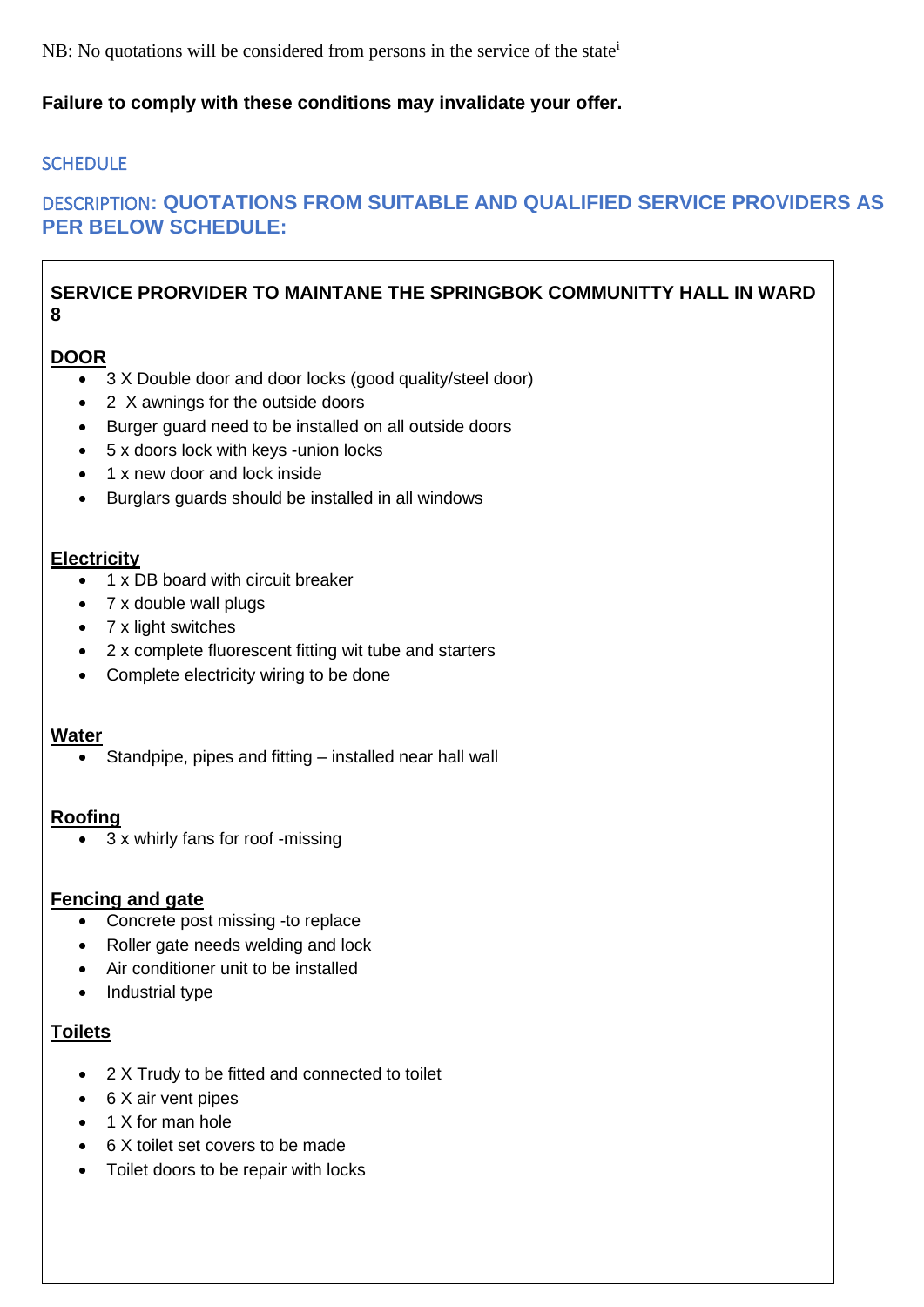NB: No quotations will be considered from persons in the service of the state[i]

**Failure to comply with these conditions may invalidate your offer.**

## SCHEDULE

## DESCRIPTION: QUOTATIONS FROM SUITABLE AND QUALIFIED SERVICE PROVIDERS AS PER BELOW SCHEDULE:

**SERVICE PRORVIDER TO MAINTANE THE SPRINGBOK COMMUNITTY HALL IN WARD 8**

**DOOR**

- 3 X Double door and door locks (good quality/steel door)
- 2 X awnings for the outside doors
- Burger guard need to be installed on all outside doors
- 5 x doors lock with keys -union locks
- 1 x new door and lock inside
- Burglars guards should be installed in all windows

**Electricity**

- 1 x DB board with circuit breaker
- 7 x double wall plugs
- 7 x light switches
- 2 x complete fluorescent fitting wit tube and starters
- Complete electricity wiring to be done

**Water**

- Standpipe, pipes and fitting – installed near hall wall

**Roofing**

- 3 x whirly fans for roof -missing

**Fencing and gate**

- Concrete post missing -to replace
- Roller gate needs welding and lock
- Air conditioner unit to be installed
- Industrial type

**Toilets**

- 2 X Trudy to be fitted and connected to toilet
- 6 X air vent pipes
- 1 X for man hole
- 6 X toilet set covers to be made
- Toilet doors to be repair with locks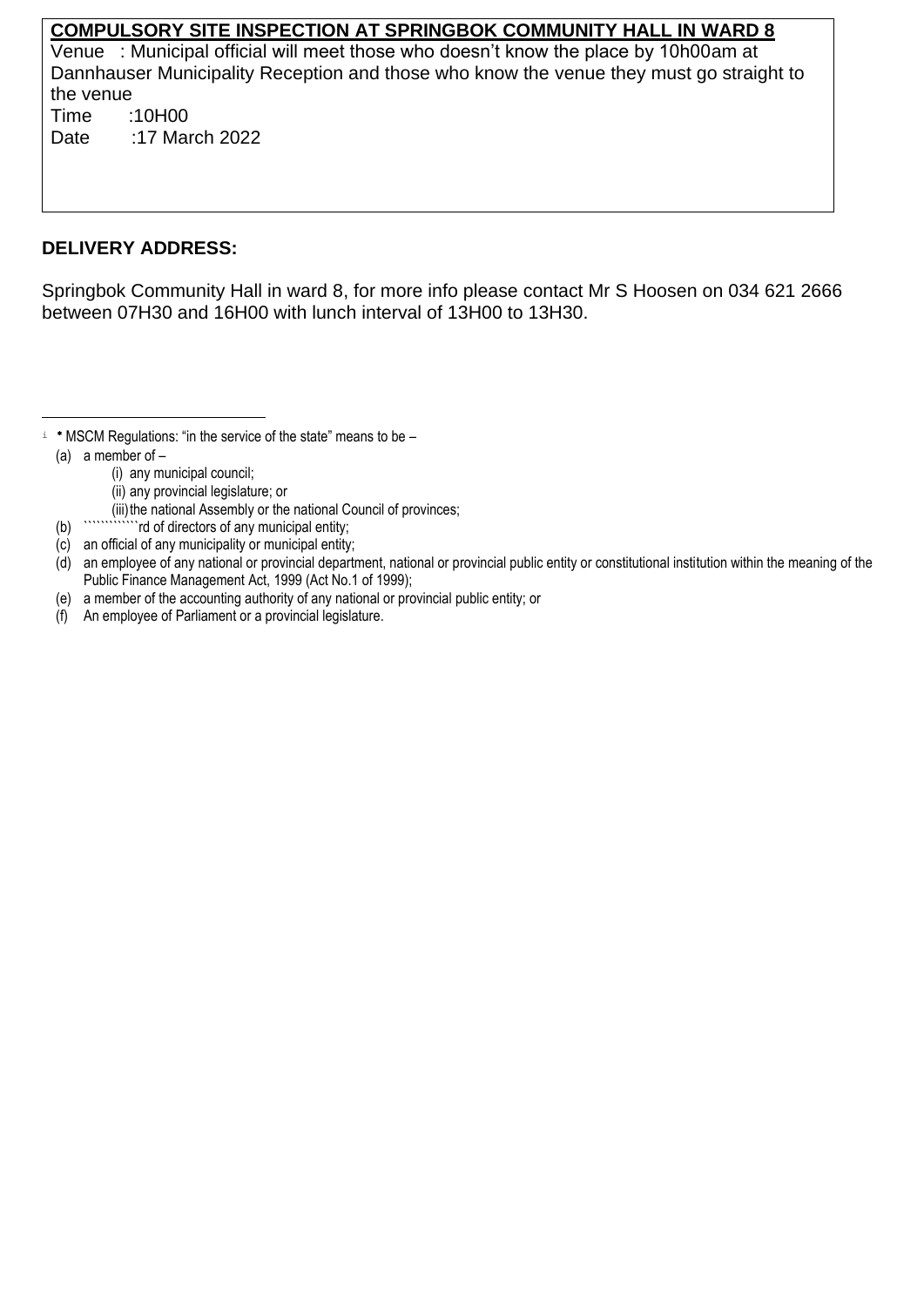**COMPULSORY SITE INSPECTION AT SPRINGBOK COMMUNITY HALL IN WARD 8**

Venue : Municipal official will meet those who doesn't know the place by 10h00am at Dannhauser Municipality Reception and those who know the venue they must go straight to the venue

Time : 10H00

Date : 17 March 2022

**DELIVERY ADDRESS:**

Springbok Community Hall in ward 8, for more info please contact Mr S Hoosen on 034 621 2666 between 07H30 and 16H00 with lunch interval of 13H00 to 13H30.

---

[i] **\*** MSCM Regulations: "in the service of the state" means to be –

(a) a member of –

  (i) any municipal council;

  (ii) any provincial legislature; or

  (iii) the national Assembly or the national Council of provinces;

(b) ````````````rd of directors of any municipal entity;

(c) an official of any municipality or municipal entity;

(d) an employee of any national or provincial department, national or provincial public entity or constitutional institution within the meaning of the Public Finance Management Act, 1999 (Act No.1 of 1999);

(e) a member of the accounting authority of any national or provincial public entity; or

(f) An employee of Parliament or a provincial legislature.